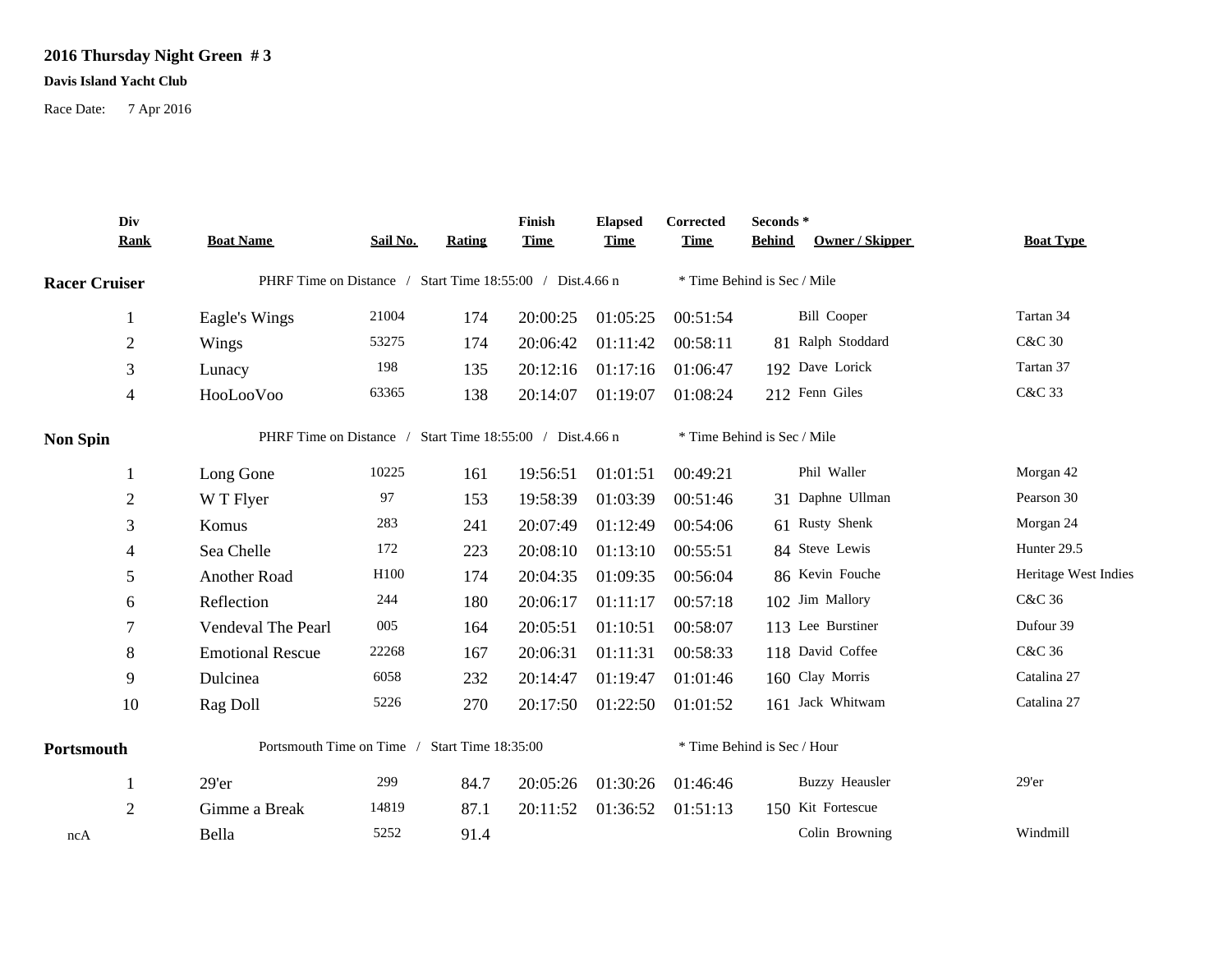# 2016 Thursday Night Green # 3

**Davis Island Yacht Club**

Race Date: 7 Apr 2016

| Div Rank | Boat Name | Sail No. | Rating | Finish Time | Elapsed Time | Corrected Time | Seconds * Behind | Owner / Skipper | Boat Type |
|---|---|---|---|---|---|---|---|---|---|
| **Racer Cruiser** | PHRF Time on Distance / Start Time 18:55:00 / Dist.4.66 n | | | | | * Time Behind is Sec / Mile | | | |
| 1 | Eagle's Wings | 21004 | 174 | 20:00:25 | 01:05:25 | 00:51:54 | | Bill Cooper | Tartan 34 |
| 2 | Wings | 53275 | 174 | 20:06:42 | 01:11:42 | 00:58:11 | 81 | Ralph Stoddard | C&C 30 |
| 3 | Lunacy | 198 | 135 | 20:12:16 | 01:17:16 | 01:06:47 | 192 | Dave Lorick | Tartan 37 |
| 4 | HooLooVoo | 63365 | 138 | 20:14:07 | 01:19:07 | 01:08:24 | 212 | Fenn Giles | C&C 33 |
| **Non Spin** | PHRF Time on Distance / Start Time 18:55:00 / Dist.4.66 n | | | | | * Time Behind is Sec / Mile | | | |
| 1 | Long Gone | 10225 | 161 | 19:56:51 | 01:01:51 | 00:49:21 | | Phil Waller | Morgan 42 |
| 2 | W T Flyer | 97 | 153 | 19:58:39 | 01:03:39 | 00:51:46 | 31 | Daphne Ullman | Pearson 30 |
| 3 | Komus | 283 | 241 | 20:07:49 | 01:12:49 | 00:54:06 | 61 | Rusty Shenk | Morgan 24 |
| 4 | Sea Chelle | 172 | 223 | 20:08:10 | 01:13:10 | 00:55:51 | 84 | Steve Lewis | Hunter 29.5 |
| 5 | Another Road | H100 | 174 | 20:04:35 | 01:09:35 | 00:56:04 | 86 | Kevin Fouche | Heritage West Indies |
| 6 | Reflection | 244 | 180 | 20:06:17 | 01:11:17 | 00:57:18 | 102 | Jim Mallory | C&C 36 |
| 7 | Vendeval The Pearl | 005 | 164 | 20:05:51 | 01:10:51 | 00:58:07 | 113 | Lee Burstiner | Dufour 39 |
| 8 | Emotional Rescue | 22268 | 167 | 20:06:31 | 01:11:31 | 00:58:33 | 118 | David Coffee | C&C 36 |
| 9 | Dulcinea | 6058 | 232 | 20:14:47 | 01:19:47 | 01:01:46 | 160 | Clay Morris | Catalina 27 |
| 10 | Rag Doll | 5226 | 270 | 20:17:50 | 01:22:50 | 01:01:52 | 161 | Jack Whitwam | Catalina 27 |
| **Portsmouth** | Portsmouth Time on Time / Start Time 18:35:00 | | | | | * Time Behind is Sec / Hour | | | |
| 1 | 29'er | 299 | 84.7 | 20:05:26 | 01:30:26 | 01:46:46 | | Buzzy Heausler | 29'er |
| 2 | Gimme a Break | 14819 | 87.1 | 20:11:52 | 01:36:52 | 01:51:13 | 150 | Kit Fortescue | |
| ncA | Bella | 5252 | 91.4 | | | | | Colin Browning | Windmill |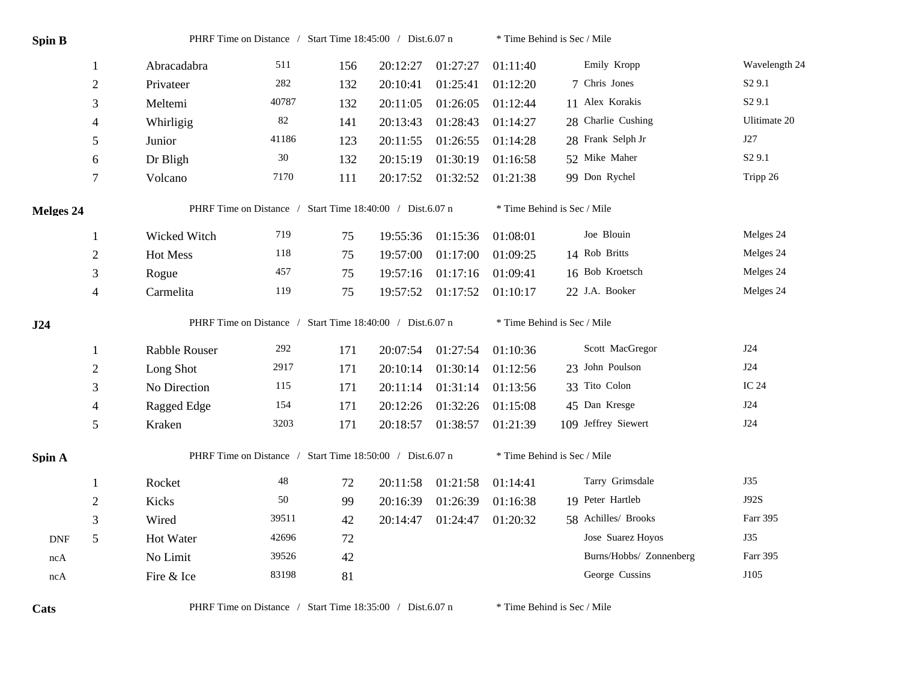**Spin B** PHRF Time on Distance / Start Time 18:45:00 / Dist.6.07 n * Time Behind is Sec / Mile

| | Place | Boat | Sail # | Rating | Finish | Elapsed | Corrected | Behind | Skipper | Boat Type |
|---|---|---|---|---|---|---|---|---|---|---|
| | 1 | Abracadabra | 511 | 156 | 20:12:27 | 01:27:27 | 01:11:40 | | Emily Kropp | Wavelength 24 |
| | 2 | Privateer | 282 | 132 | 20:10:41 | 01:25:41 | 01:12:20 | 7 | Chris Jones | S2 9.1 |
| | 3 | Meltemi | 40787 | 132 | 20:11:05 | 01:26:05 | 01:12:44 | 11 | Alex Korakis | S2 9.1 |
| | 4 | Whirligig | 82 | 141 | 20:13:43 | 01:28:43 | 01:14:27 | 28 | Charlie Cushing | Ulitimate 20 |
| | 5 | Junior | 41186 | 123 | 20:11:55 | 01:26:55 | 01:14:28 | 28 | Frank Selph Jr | J27 |
| | 6 | Dr Bligh | 30 | 132 | 20:15:19 | 01:30:19 | 01:16:58 | 52 | Mike Maher | S2 9.1 |
| | 7 | Volcano | 7170 | 111 | 20:17:52 | 01:32:52 | 01:21:38 | 99 | Don Rychel | Tripp 26 |

**Melges 24** PHRF Time on Distance / Start Time 18:40:00 / Dist.6.07 n * Time Behind is Sec / Mile

| | Place | Boat | Sail # | Rating | Finish | Elapsed | Corrected | Behind | Skipper | Boat Type |
|---|---|---|---|---|---|---|---|---|---|---|
| | 1 | Wicked Witch | 719 | 75 | 19:55:36 | 01:15:36 | 01:08:01 | | Joe Blouin | Melges 24 |
| | 2 | Hot Mess | 118 | 75 | 19:57:00 | 01:17:00 | 01:09:25 | 14 | Rob Britts | Melges 24 |
| | 3 | Rogue | 457 | 75 | 19:57:16 | 01:17:16 | 01:09:41 | 16 | Bob Kroetsch | Melges 24 |
| | 4 | Carmelita | 119 | 75 | 19:57:52 | 01:17:52 | 01:10:17 | 22 | J.A. Booker | Melges 24 |

**J24** PHRF Time on Distance / Start Time 18:40:00 / Dist.6.07 n * Time Behind is Sec / Mile

| | Place | Boat | Sail # | Rating | Finish | Elapsed | Corrected | Behind | Skipper | Boat Type |
|---|---|---|---|---|---|---|---|---|---|---|
| | 1 | Rabble Rouser | 292 | 171 | 20:07:54 | 01:27:54 | 01:10:36 | | Scott MacGregor | J24 |
| | 2 | Long Shot | 2917 | 171 | 20:10:14 | 01:30:14 | 01:12:56 | 23 | John Poulson | J24 |
| | 3 | No Direction | 115 | 171 | 20:11:14 | 01:31:14 | 01:13:56 | 33 | Tito Colon | IC 24 |
| | 4 | Ragged Edge | 154 | 171 | 20:12:26 | 01:32:26 | 01:15:08 | 45 | Dan Kresge | J24 |
| | 5 | Kraken | 3203 | 171 | 20:18:57 | 01:38:57 | 01:21:39 | 109 | Jeffrey Siewert | J24 |

**Spin A** PHRF Time on Distance / Start Time 18:50:00 / Dist.6.07 n * Time Behind is Sec / Mile

| | Place | Boat | Sail # | Rating | Finish | Elapsed | Corrected | Behind | Skipper | Boat Type |
|---|---|---|---|---|---|---|---|---|---|---|
| | 1 | Rocket | 48 | 72 | 20:11:58 | 01:21:58 | 01:14:41 | | Tarry Grimsdale | J35 |
| | 2 | Kicks | 50 | 99 | 20:16:39 | 01:26:39 | 01:16:38 | 19 | Peter Hartleb | J92S |
| | 3 | Wired | 39511 | 42 | 20:14:47 | 01:24:47 | 01:20:32 | 58 | Achilles/ Brooks | Farr 395 |
| DNF | 5 | Hot Water | 42696 | 72 | | | | | Jose Suarez Hoyos | J35 |
| ncA | | No Limit | 39526 | 42 | | | | | Burns/Hobbs/ Zonnenberg | Farr 395 |
| ncA | | Fire & Ice | 83198 | 81 | | | | | George Cussins | J105 |

**Cats** PHRF Time on Distance / Start Time 18:35:00 / Dist.6.07 n * Time Behind is Sec / Mile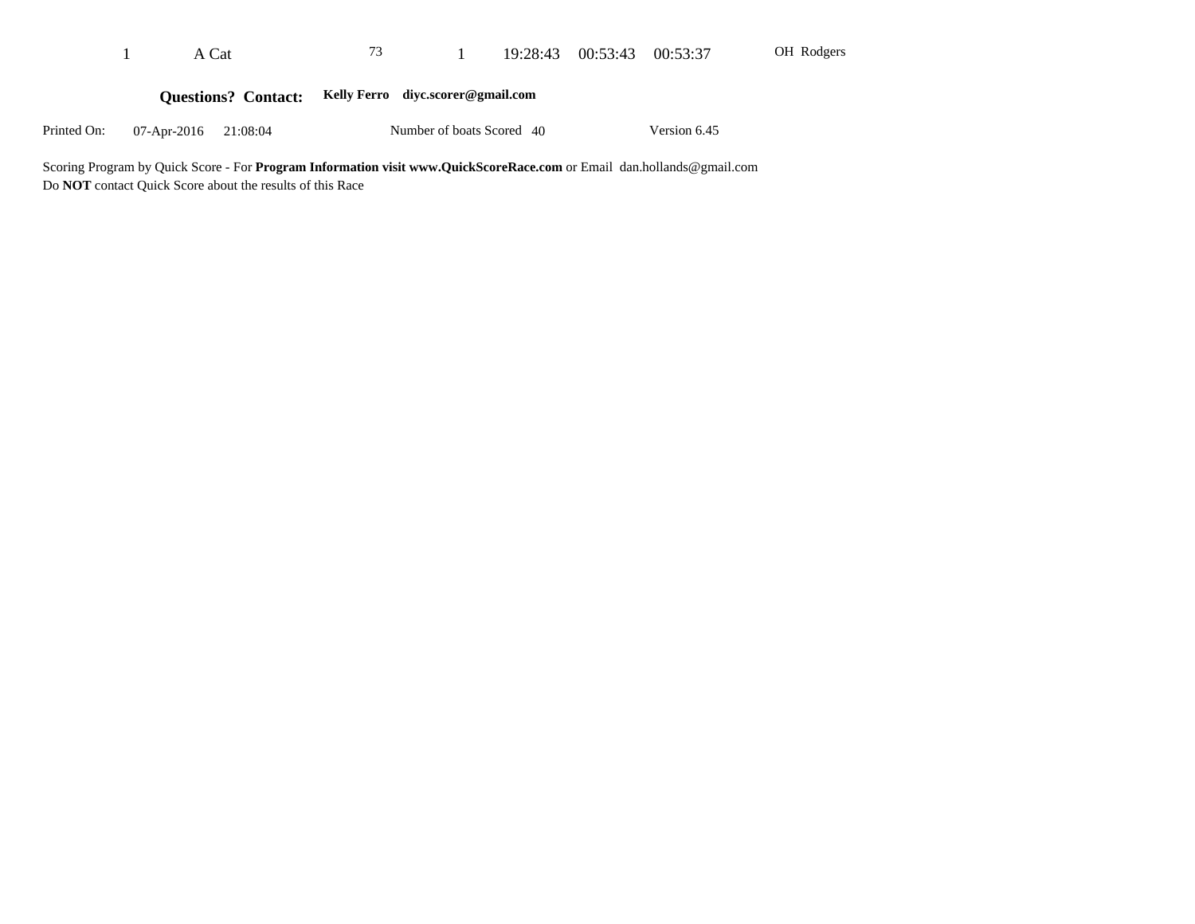| | | | | | | | |
|---|---|---|---|---|---|---|---|
| 1 | A Cat | 73 | 1 | 19:28:43 | 00:53:43 | 00:53:37 | OH Rodgers |

**Questions? Contact:** **Kelly Ferro diyc.scorer@gmail.com**

Printed On: 07-Apr-2016 21:08:04 Number of boats Scored 40 Version 6.45

Scoring Program by Quick Score - For **Program Information visit www.QuickScoreRace.com** or Email dan.hollands@gmail.com
Do **NOT** contact Quick Score about the results of this Race